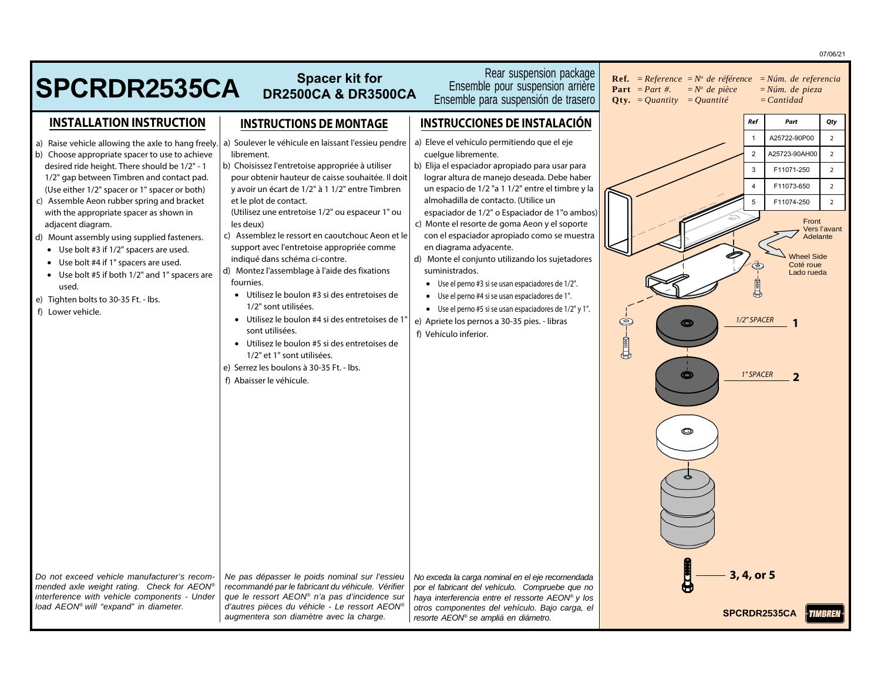# SPCRDR2535CA

**Spacer kit for DR2500CA & DR3500CA**

Rear suspension package
Ensemble pour suspension arrière
Ensemble para suspensión de trasero

**Ref.** = *Reference* = *Nº de référence* = *Núm. de referencia*
**Part** = *Part #.* = *Nº de pièce* = *Núm. de pieza*
**Qty.** = *Quantity* = *Quantité* = *Cantidad*

## INSTALLATION INSTRUCTION

a) Raise vehicle allowing the axle to hang freely.
b) Choose appropriate spacer to use to achieve desired ride height. There should be 1/2" - 1 1/2" gap between Timbren and contact pad. (Use either 1/2" spacer or 1" spacer or both)
c) Assemble Aeon rubber spring and bracket with the appropriate spacer as shown in adjacent diagram.
d) Mount assembly using supplied fasteners.
   - Use bolt #3 if 1/2" spacers are used.
   - Use bolt #4 if 1" spacers are used.
   - Use bolt #5 if both 1/2" and 1" spacers are used.
e) Tighten bolts to 30-35 Ft. - lbs.
f) Lower vehicle.

*Do not exceed vehicle manufacturer's recommended axle weight rating. Check for AEON® interference with vehicle components - Under load AEON® will "expand" in diameter.*

## INSTRUCTIONS DE MONTAGE

a) Soulever le véhicule en laissant l'essieu pendre librement.
b) Choisissez l'entretoise appropriée à utiliser pour obtenir hauteur de caisse souhaitée. Il doit y avoir un écart de 1/2" à 1 1/2" entre Timbren et le plot de contact. (Utilisez une entretoise 1/2" ou espaceur 1" ou les deux)
c) Assemblez le ressort en caoutchouc Aeon et le support avec l'entretoise appropriée comme indiqué dans schéma ci-contre.
d) Montez l'assemblage à l'aide des fixations fournies.
   - Utilisez le boulon #3 si des entretoises de 1/2" sont utilisées.
   - Utilisez le boulon #4 si des entretoises de 1" sont utilisées.
   - Utilisez le boulon #5 si des entretoises de 1/2" et 1" sont utilisées.
e) Serrez les boulons à 30-35 Ft. - lbs.
f) Abaisser le véhicule.

*Ne pas dépasser le poids nominal sur l'essieu recommandé par le fabricant du véhicule. Vérifier que le ressort AEON® n'a pas d'incidence sur d'autres pièces du véhicule - Le ressort AEON® augmentera son diamètre avec la charge.*

## INSTRUCCIONES DE INSTALACIÓN

a) Eleve el vehículo permitiendo que el eje cuelgue libremente.
b) Elija el espaciador apropiado para usar para lograr altura de manejo deseada. Debe haber un espacio de 1/2 "a 1 1/2" entre el timbre y la almohadilla de contacto. (Utilice un espaciador de 1/2" o Espaciador de 1"o ambos)
c) Monte el resorte de goma Aeon y el soporte con el espaciador apropiado como se muestra en diagrama adyacente.
d) Monte el conjunto utilizando los sujetadores suministrados.
   - Use el perno #3 si se usan espaciadores de 1/2".
   - Use el perno #4 si se usan espaciadores de 1".
   - Use el perno #5 si se usan espaciadores de 1/2" y 1".
e) Apriete los pernos a 30-35 pies. - libras
f) Vehículo inferior.

*No exceda la carga nominal en el eje recomendada por el fabricante del vehículo. Compruebe que no haya interferencia entre el ressorte AEON® y los otros componentes del vehículo. Bajo carga, el resorte AEON® se ampliá en diámetro.*

| Ref | Part | Qty |
|---|---|---|
| 1 | A25722-90P00 | 2 |
| 2 | A25723-90AH00 | 2 |
| 3 | F11071-250 | 2 |
| 4 | F11073-650 | 2 |
| 5 | F11074-250 | 2 |

Front / Vers l'avant / Adelante

Wheel Side / Coté roue / Lado rueda

1/2" SPACER — 1

1" SPACER — 2

3, 4, or 5

SPCRDR2535CA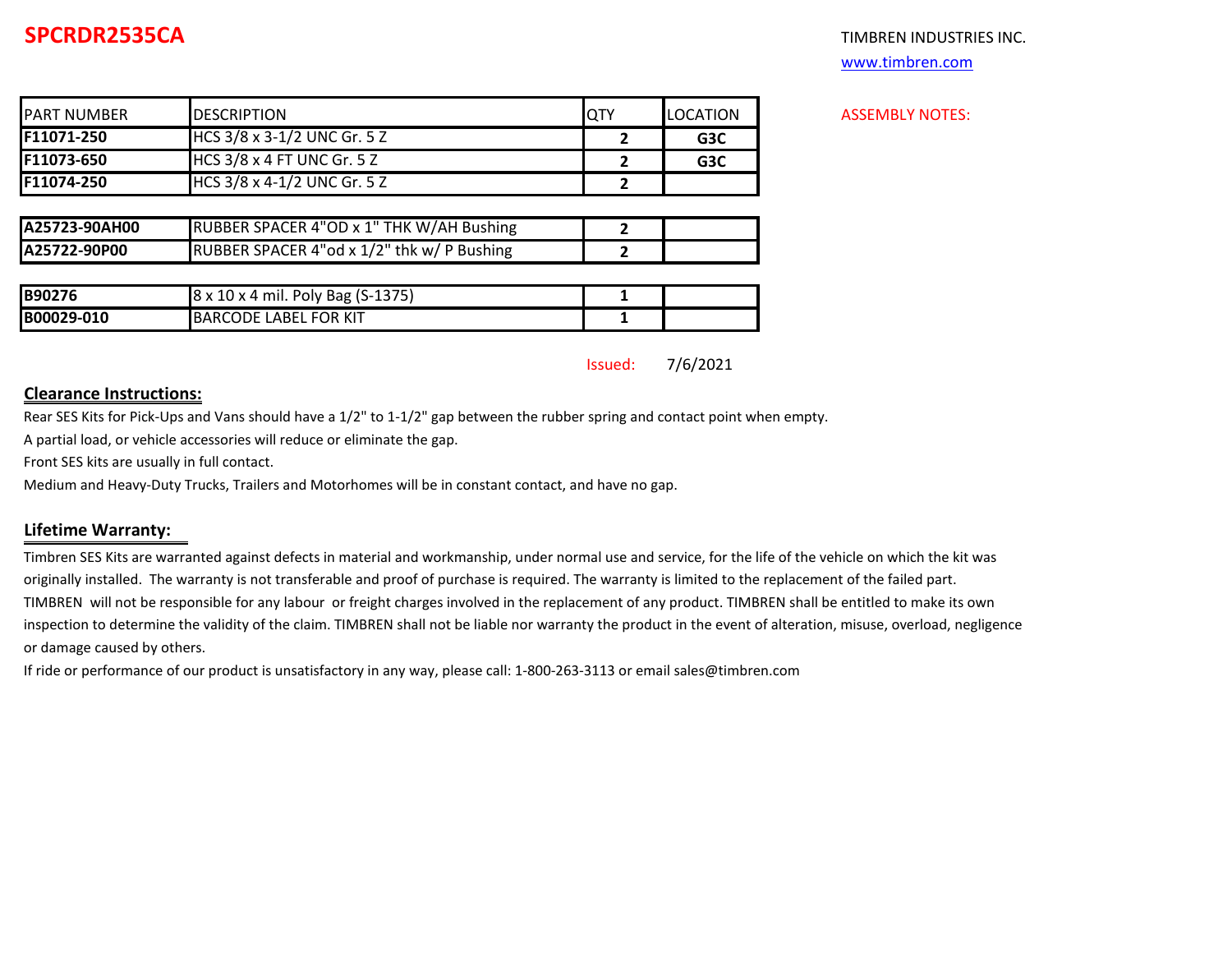# SPCRDR2535CA

TIMBREN INDUSTRIES INC.
www.timbren.com

ASSEMBLY NOTES:

| PART NUMBER | DESCRIPTION | QTY | LOCATION |
|---|---|---|---|
| **F11071-250** | HCS 3/8 x 3-1/2 UNC Gr. 5 Z | **2** | **G3C** |
| **F11073-650** | HCS 3/8 x 4 FT UNC Gr. 5 Z | **2** | **G3C** |
| **F11074-250** | HCS 3/8 x 4-1/2 UNC Gr. 5 Z | **2** | |
| **A25723-90AH00** | RUBBER SPACER 4"OD x 1" THK W/AH Bushing | **2** | |
| **A25722-90P00** | RUBBER SPACER 4"od x 1/2" thk w/ P Bushing | **2** | |
| **B90276** | 8 x 10 x 4 mil. Poly Bag (S-1375) | **1** | |
| **B00029-010** | BARCODE LABEL FOR KIT | **1** | |

Issued: 7/6/2021

## Clearance Instructions:

Rear SES Kits for Pick-Ups and Vans should have a 1/2" to 1-1/2" gap between the rubber spring and contact point when empty.

A partial load, or vehicle accessories will reduce or eliminate the gap.

Front SES kits are usually in full contact.

Medium and Heavy-Duty Trucks, Trailers and Motorhomes will be in constant contact, and have no gap.

## Lifetime Warranty:

Timbren SES Kits are warranted against defects in material and workmanship, under normal use and service, for the life of the vehicle on which the kit was originally installed. The warranty is not transferable and proof of purchase is required. The warranty is limited to the replacement of the failed part. TIMBREN will not be responsible for any labour or freight charges involved in the replacement of any product. TIMBREN shall be entitled to make its own inspection to determine the validity of the claim. TIMBREN shall not be liable nor warranty the product in the event of alteration, misuse, overload, negligence or damage caused by others.

If ride or performance of our product is unsatisfactory in any way, please call: 1-800-263-3113 or email sales@timbren.com